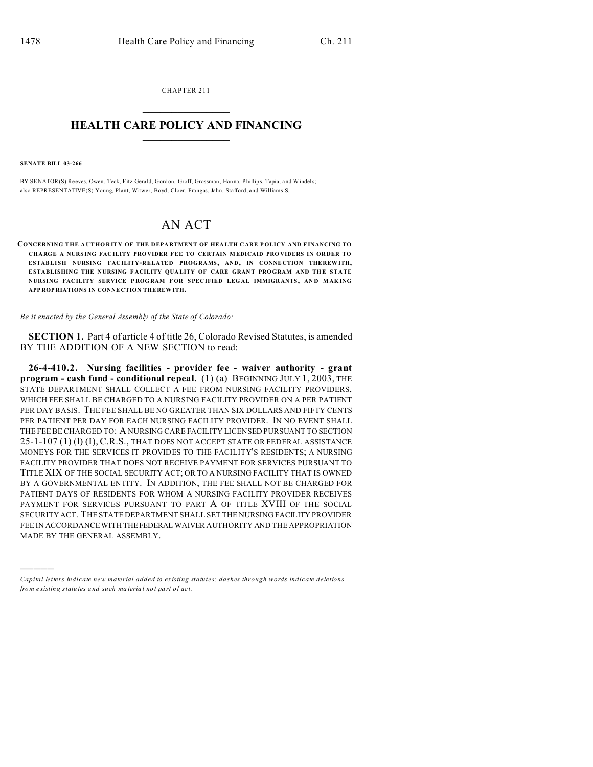CHAPTER 211

# HEALTH CARE POLICY AND FINANCING

**SENATE BILL 03-266**

BY SENATOR(S) Reeves, Owen, Teck, Fitz-Gerald, Gordon, Groff, Grossman, Hanna, Phillips, Tapia, and Windels;
also REPRESENTATIVE(S) Young, Plant, Witwer, Boyd, Cloer, Frangas, Jahn, Stafford, and Williams S.

# AN ACT

**CONCERNING THE AUTHORITY OF THE DEPARTMENT OF HEALTH CARE POLICY AND FINANCING TO CHARGE A NURSING FACILITY PROVIDER FEE TO CERTAIN MEDICAID PROVIDERS IN ORDER TO ESTABLISH NURSING FACILITY-RELATED PROGRAMS, AND, IN CONNECTION THEREWITH, ESTABLISHING THE NURSING FACILITY QUALITY OF CARE GRANT PROGRAM AND THE STATE NURSING FACILITY SERVICE PROGRAM FOR SPECIFIED LEGAL IMMIGRANTS, AND MAKING APPROPRIATIONS IN CONNECTION THEREWITH.**

*Be it enacted by the General Assembly of the State of Colorado:*

**SECTION 1.** Part 4 of article 4 of title 26, Colorado Revised Statutes, is amended BY THE ADDITION OF A NEW SECTION to read:

**26-4-410.2. Nursing facilities - provider fee - waiver authority - grant program - cash fund - conditional repeal.** (1) (a) BEGINNING JULY 1, 2003, THE STATE DEPARTMENT SHALL COLLECT A FEE FROM NURSING FACILITY PROVIDERS, WHICH FEE SHALL BE CHARGED TO A NURSING FACILITY PROVIDER ON A PER PATIENT PER DAY BASIS. THE FEE SHALL BE NO GREATER THAN SIX DOLLARS AND FIFTY CENTS PER PATIENT PER DAY FOR EACH NURSING FACILITY PROVIDER. IN NO EVENT SHALL THE FEE BE CHARGED TO: A NURSING CARE FACILITY LICENSED PURSUANT TO SECTION 25-1-107 (1) (l) (I), C.R.S., THAT DOES NOT ACCEPT STATE OR FEDERAL ASSISTANCE MONEYS FOR THE SERVICES IT PROVIDES TO THE FACILITY'S RESIDENTS; A NURSING FACILITY PROVIDER THAT DOES NOT RECEIVE PAYMENT FOR SERVICES PURSUANT TO TITLE XIX OF THE SOCIAL SECURITY ACT; OR TO A NURSING FACILITY THAT IS OWNED BY A GOVERNMENTAL ENTITY. IN ADDITION, THE FEE SHALL NOT BE CHARGED FOR PATIENT DAYS OF RESIDENTS FOR WHOM A NURSING FACILITY PROVIDER RECEIVES PAYMENT FOR SERVICES PURSUANT TO PART A OF TITLE XVIII OF THE SOCIAL SECURITY ACT. THE STATE DEPARTMENT SHALL SET THE NURSING FACILITY PROVIDER FEE IN ACCORDANCE WITH THE FEDERAL WAIVER AUTHORITY AND THE APPROPRIATION MADE BY THE GENERAL ASSEMBLY.

---

*Capital letters indicate new material added to existing statutes; dashes through words indicate deletions from existing statutes and such material not part of act.*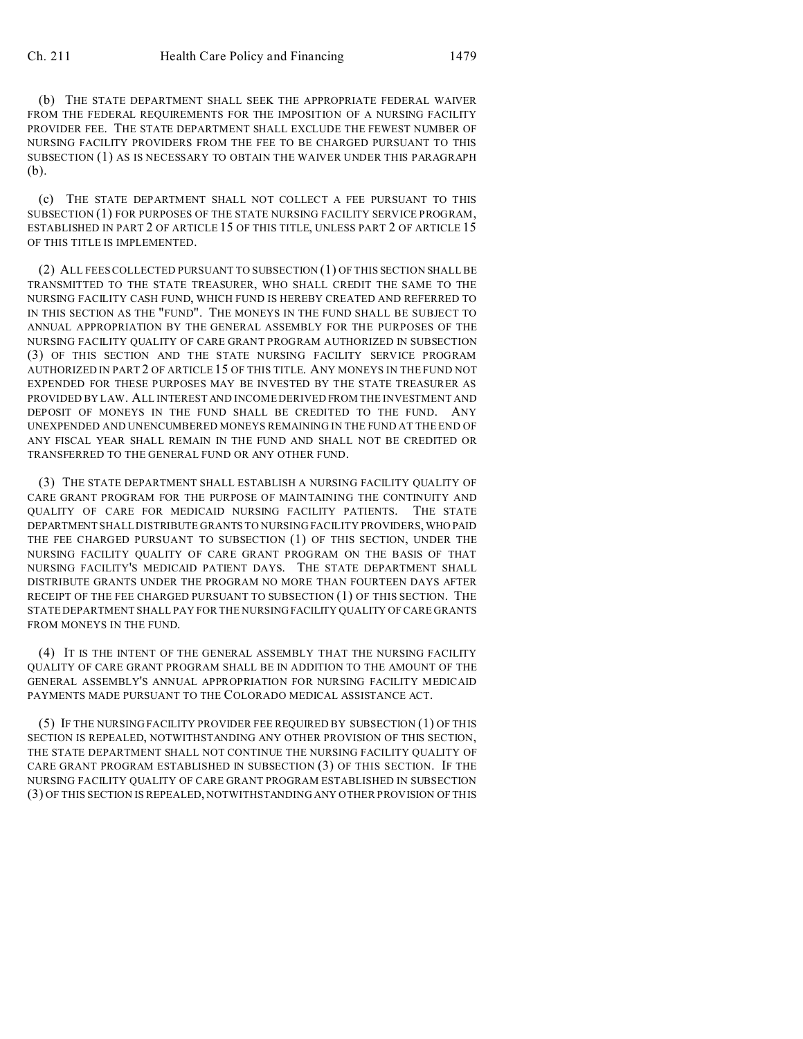(b) THE STATE DEPARTMENT SHALL SEEK THE APPROPRIATE FEDERAL WAIVER FROM THE FEDERAL REQUIREMENTS FOR THE IMPOSITION OF A NURSING FACILITY PROVIDER FEE. THE STATE DEPARTMENT SHALL EXCLUDE THE FEWEST NUMBER OF NURSING FACILITY PROVIDERS FROM THE FEE TO BE CHARGED PURSUANT TO THIS SUBSECTION (1) AS IS NECESSARY TO OBTAIN THE WAIVER UNDER THIS PARAGRAPH (b).

(c) THE STATE DEPARTMENT SHALL NOT COLLECT A FEE PURSUANT TO THIS SUBSECTION (1) FOR PURPOSES OF THE STATE NURSING FACILITY SERVICE PROGRAM, ESTABLISHED IN PART 2 OF ARTICLE 15 OF THIS TITLE, UNLESS PART 2 OF ARTICLE 15 OF THIS TITLE IS IMPLEMENTED.

(2) ALL FEES COLLECTED PURSUANT TO SUBSECTION (1) OF THIS SECTION SHALL BE TRANSMITTED TO THE STATE TREASURER, WHO SHALL CREDIT THE SAME TO THE NURSING FACILITY CASH FUND, WHICH FUND IS HEREBY CREATED AND REFERRED TO IN THIS SECTION AS THE "FUND". THE MONEYS IN THE FUND SHALL BE SUBJECT TO ANNUAL APPROPRIATION BY THE GENERAL ASSEMBLY FOR THE PURPOSES OF THE NURSING FACILITY QUALITY OF CARE GRANT PROGRAM AUTHORIZED IN SUBSECTION (3) OF THIS SECTION AND THE STATE NURSING FACILITY SERVICE PROGRAM AUTHORIZED IN PART 2 OF ARTICLE 15 OF THIS TITLE. ANY MONEYS IN THE FUND NOT EXPENDED FOR THESE PURPOSES MAY BE INVESTED BY THE STATE TREASURER AS PROVIDED BY LAW. ALL INTEREST AND INCOME DERIVED FROM THE INVESTMENT AND DEPOSIT OF MONEYS IN THE FUND SHALL BE CREDITED TO THE FUND. ANY UNEXPENDED AND UNENCUMBERED MONEYS REMAINING IN THE FUND AT THE END OF ANY FISCAL YEAR SHALL REMAIN IN THE FUND AND SHALL NOT BE CREDITED OR TRANSFERRED TO THE GENERAL FUND OR ANY OTHER FUND.

(3) THE STATE DEPARTMENT SHALL ESTABLISH A NURSING FACILITY QUALITY OF CARE GRANT PROGRAM FOR THE PURPOSE OF MAINTAINING THE CONTINUITY AND QUALITY OF CARE FOR MEDICAID NURSING FACILITY PATIENTS. THE STATE DEPARTMENT SHALL DISTRIBUTE GRANTS TO NURSING FACILITY PROVIDERS, WHO PAID THE FEE CHARGED PURSUANT TO SUBSECTION (1) OF THIS SECTION, UNDER THE NURSING FACILITY QUALITY OF CARE GRANT PROGRAM ON THE BASIS OF THAT NURSING FACILITY'S MEDICAID PATIENT DAYS. THE STATE DEPARTMENT SHALL DISTRIBUTE GRANTS UNDER THE PROGRAM NO MORE THAN FOURTEEN DAYS AFTER RECEIPT OF THE FEE CHARGED PURSUANT TO SUBSECTION (1) OF THIS SECTION. THE STATE DEPARTMENT SHALL PAY FOR THE NURSING FACILITY QUALITY OF CARE GRANTS FROM MONEYS IN THE FUND.

(4) IT IS THE INTENT OF THE GENERAL ASSEMBLY THAT THE NURSING FACILITY QUALITY OF CARE GRANT PROGRAM SHALL BE IN ADDITION TO THE AMOUNT OF THE GENERAL ASSEMBLY'S ANNUAL APPROPRIATION FOR NURSING FACILITY MEDICAID PAYMENTS MADE PURSUANT TO THE COLORADO MEDICAL ASSISTANCE ACT.

(5) IF THE NURSING FACILITY PROVIDER FEE REQUIRED BY SUBSECTION (1) OF THIS SECTION IS REPEALED, NOTWITHSTANDING ANY OTHER PROVISION OF THIS SECTION, THE STATE DEPARTMENT SHALL NOT CONTINUE THE NURSING FACILITY QUALITY OF CARE GRANT PROGRAM ESTABLISHED IN SUBSECTION (3) OF THIS SECTION. IF THE NURSING FACILITY QUALITY OF CARE GRANT PROGRAM ESTABLISHED IN SUBSECTION (3) OF THIS SECTION IS REPEALED, NOTWITHSTANDING ANY OTHER PROVISION OF THIS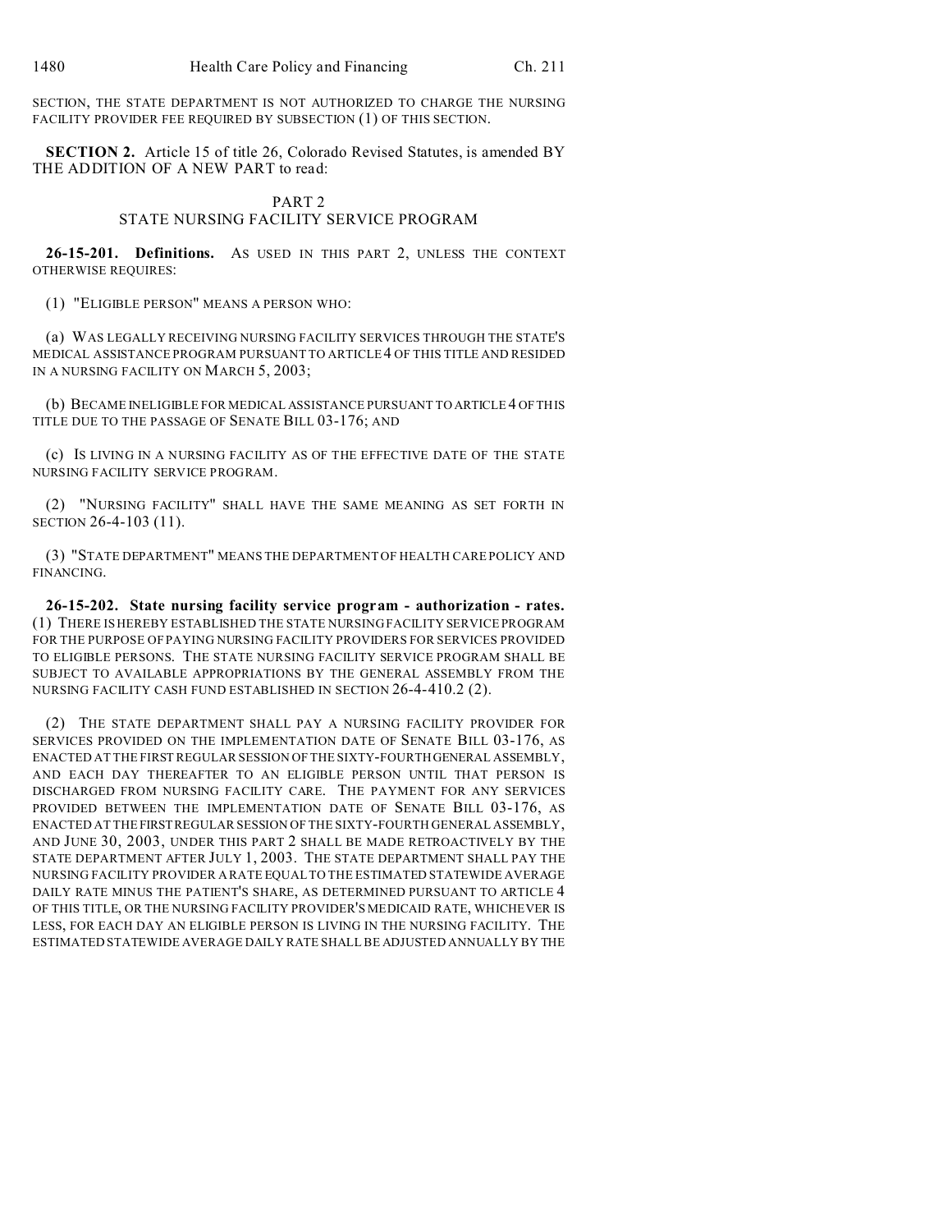SECTION, THE STATE DEPARTMENT IS NOT AUTHORIZED TO CHARGE THE NURSING FACILITY PROVIDER FEE REQUIRED BY SUBSECTION (1) OF THIS SECTION.

**SECTION 2.** Article 15 of title 26, Colorado Revised Statutes, is amended BY THE ADDITION OF A NEW PART to read:

PART 2
STATE NURSING FACILITY SERVICE PROGRAM

**26-15-201. Definitions.** AS USED IN THIS PART 2, UNLESS THE CONTEXT OTHERWISE REQUIRES:

(1) "ELIGIBLE PERSON" MEANS A PERSON WHO:

(a) WAS LEGALLY RECEIVING NURSING FACILITY SERVICES THROUGH THE STATE'S MEDICAL ASSISTANCE PROGRAM PURSUANT TO ARTICLE 4 OF THIS TITLE AND RESIDED IN A NURSING FACILITY ON MARCH 5, 2003;

(b) BECAME INELIGIBLE FOR MEDICAL ASSISTANCE PURSUANT TO ARTICLE 4 OF THIS TITLE DUE TO THE PASSAGE OF SENATE BILL 03-176; AND

(c) IS LIVING IN A NURSING FACILITY AS OF THE EFFECTIVE DATE OF THE STATE NURSING FACILITY SERVICE PROGRAM.

(2) "NURSING FACILITY" SHALL HAVE THE SAME MEANING AS SET FORTH IN SECTION 26-4-103 (11).

(3) "STATE DEPARTMENT" MEANS THE DEPARTMENT OF HEALTH CARE POLICY AND FINANCING.

**26-15-202. State nursing facility service program - authorization - rates.** (1) THERE IS HEREBY ESTABLISHED THE STATE NURSING FACILITY SERVICE PROGRAM FOR THE PURPOSE OF PAYING NURSING FACILITY PROVIDERS FOR SERVICES PROVIDED TO ELIGIBLE PERSONS. THE STATE NURSING FACILITY SERVICE PROGRAM SHALL BE SUBJECT TO AVAILABLE APPROPRIATIONS BY THE GENERAL ASSEMBLY FROM THE NURSING FACILITY CASH FUND ESTABLISHED IN SECTION 26-4-410.2 (2).

(2) THE STATE DEPARTMENT SHALL PAY A NURSING FACILITY PROVIDER FOR SERVICES PROVIDED ON THE IMPLEMENTATION DATE OF SENATE BILL 03-176, AS ENACTED AT THE FIRST REGULAR SESSION OF THE SIXTY-FOURTH GENERAL ASSEMBLY, AND EACH DAY THEREAFTER TO AN ELIGIBLE PERSON UNTIL THAT PERSON IS DISCHARGED FROM NURSING FACILITY CARE. THE PAYMENT FOR ANY SERVICES PROVIDED BETWEEN THE IMPLEMENTATION DATE OF SENATE BILL 03-176, AS ENACTED AT THE FIRST REGULAR SESSION OF THE SIXTY-FOURTH GENERAL ASSEMBLY, AND JUNE 30, 2003, UNDER THIS PART 2 SHALL BE MADE RETROACTIVELY BY THE STATE DEPARTMENT AFTER JULY 1, 2003. THE STATE DEPARTMENT SHALL PAY THE NURSING FACILITY PROVIDER A RATE EQUAL TO THE ESTIMATED STATEWIDE AVERAGE DAILY RATE MINUS THE PATIENT'S SHARE, AS DETERMINED PURSUANT TO ARTICLE 4 OF THIS TITLE, OR THE NURSING FACILITY PROVIDER'S MEDICAID RATE, WHICHEVER IS LESS, FOR EACH DAY AN ELIGIBLE PERSON IS LIVING IN THE NURSING FACILITY. THE ESTIMATED STATEWIDE AVERAGE DAILY RATE SHALL BE ADJUSTED ANNUALLY BY THE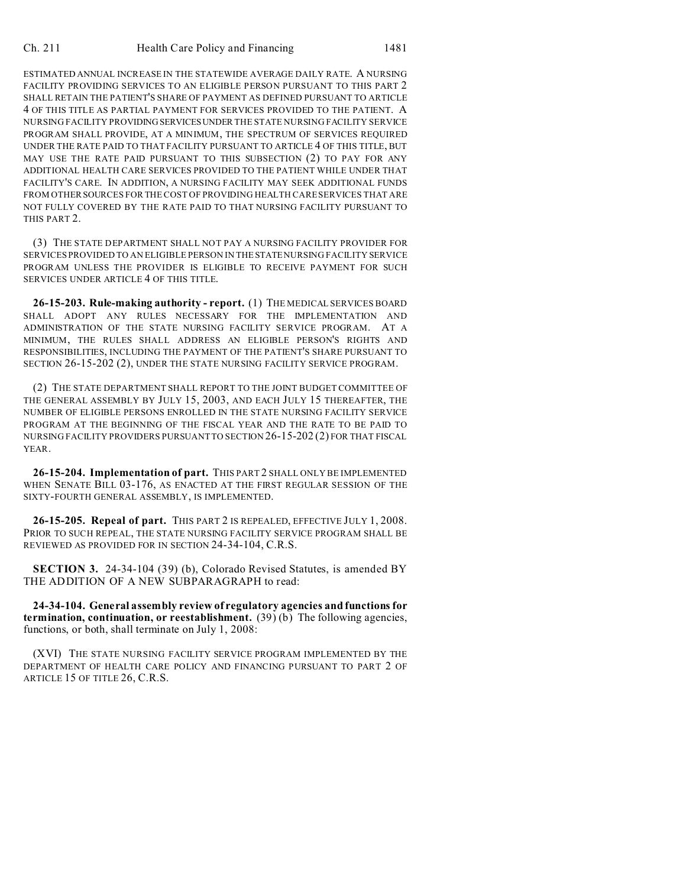ESTIMATED ANNUAL INCREASE IN THE STATEWIDE AVERAGE DAILY RATE. A NURSING FACILITY PROVIDING SERVICES TO AN ELIGIBLE PERSON PURSUANT TO THIS PART 2 SHALL RETAIN THE PATIENT'S SHARE OF PAYMENT AS DEFINED PURSUANT TO ARTICLE 4 OF THIS TITLE AS PARTIAL PAYMENT FOR SERVICES PROVIDED TO THE PATIENT. A NURSING FACILITY PROVIDING SERVICES UNDER THE STATE NURSING FACILITY SERVICE PROGRAM SHALL PROVIDE, AT A MINIMUM, THE SPECTRUM OF SERVICES REQUIRED UNDER THE RATE PAID TO THAT FACILITY PURSUANT TO ARTICLE 4 OF THIS TITLE, BUT MAY USE THE RATE PAID PURSUANT TO THIS SUBSECTION (2) TO PAY FOR ANY ADDITIONAL HEALTH CARE SERVICES PROVIDED TO THE PATIENT WHILE UNDER THAT FACILITY'S CARE. IN ADDITION, A NURSING FACILITY MAY SEEK ADDITIONAL FUNDS FROM OTHER SOURCES FOR THE COST OF PROVIDING HEALTH CARE SERVICES THAT ARE NOT FULLY COVERED BY THE RATE PAID TO THAT NURSING FACILITY PURSUANT TO THIS PART 2.

(3) THE STATE DEPARTMENT SHALL NOT PAY A NURSING FACILITY PROVIDER FOR SERVICES PROVIDED TO AN ELIGIBLE PERSON IN THE STATE NURSING FACILITY SERVICE PROGRAM UNLESS THE PROVIDER IS ELIGIBLE TO RECEIVE PAYMENT FOR SUCH SERVICES UNDER ARTICLE 4 OF THIS TITLE.

**26-15-203. Rule-making authority - report.** (1) THE MEDICAL SERVICES BOARD SHALL ADOPT ANY RULES NECESSARY FOR THE IMPLEMENTATION AND ADMINISTRATION OF THE STATE NURSING FACILITY SERVICE PROGRAM. AT A MINIMUM, THE RULES SHALL ADDRESS AN ELIGIBLE PERSON'S RIGHTS AND RESPONSIBILITIES, INCLUDING THE PAYMENT OF THE PATIENT'S SHARE PURSUANT TO SECTION 26-15-202 (2), UNDER THE STATE NURSING FACILITY SERVICE PROGRAM.

(2) THE STATE DEPARTMENT SHALL REPORT TO THE JOINT BUDGET COMMITTEE OF THE GENERAL ASSEMBLY BY JULY 15, 2003, AND EACH JULY 15 THEREAFTER, THE NUMBER OF ELIGIBLE PERSONS ENROLLED IN THE STATE NURSING FACILITY SERVICE PROGRAM AT THE BEGINNING OF THE FISCAL YEAR AND THE RATE TO BE PAID TO NURSING FACILITY PROVIDERS PURSUANT TO SECTION 26-15-202 (2) FOR THAT FISCAL YEAR.

**26-15-204. Implementation of part.** THIS PART 2 SHALL ONLY BE IMPLEMENTED WHEN SENATE BILL 03-176, AS ENACTED AT THE FIRST REGULAR SESSION OF THE SIXTY-FOURTH GENERAL ASSEMBLY, IS IMPLEMENTED.

**26-15-205. Repeal of part.** THIS PART 2 IS REPEALED, EFFECTIVE JULY 1, 2008. PRIOR TO SUCH REPEAL, THE STATE NURSING FACILITY SERVICE PROGRAM SHALL BE REVIEWED AS PROVIDED FOR IN SECTION 24-34-104, C.R.S.

**SECTION 3.** 24-34-104 (39) (b), Colorado Revised Statutes, is amended BY THE ADDITION OF A NEW SUBPARAGRAPH to read:

**24-34-104. General assembly review of regulatory agencies and functions for termination, continuation, or reestablishment.** (39) (b) The following agencies, functions, or both, shall terminate on July 1, 2008:

(XVI) THE STATE NURSING FACILITY SERVICE PROGRAM IMPLEMENTED BY THE DEPARTMENT OF HEALTH CARE POLICY AND FINANCING PURSUANT TO PART 2 OF ARTICLE 15 OF TITLE 26, C.R.S.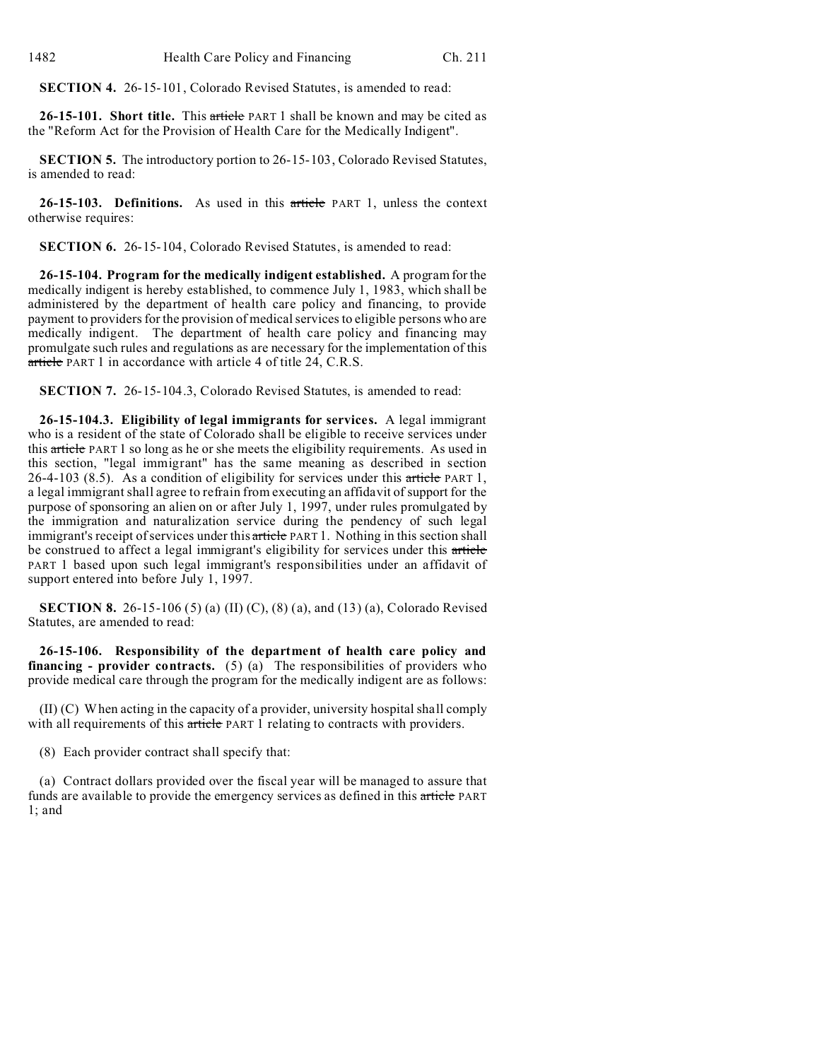**SECTION 4.** 26-15-101, Colorado Revised Statutes, is amended to read:

**26-15-101. Short title.** This ~~article~~ PART 1 shall be known and may be cited as the "Reform Act for the Provision of Health Care for the Medically Indigent".

**SECTION 5.** The introductory portion to 26-15-103, Colorado Revised Statutes, is amended to read:

**26-15-103. Definitions.** As used in this ~~article~~ PART 1, unless the context otherwise requires:

**SECTION 6.** 26-15-104, Colorado Revised Statutes, is amended to read:

**26-15-104. Program for the medically indigent established.** A program for the medically indigent is hereby established, to commence July 1, 1983, which shall be administered by the department of health care policy and financing, to provide payment to providers for the provision of medical services to eligible persons who are medically indigent. The department of health care policy and financing may promulgate such rules and regulations as are necessary for the implementation of this ~~article~~ PART 1 in accordance with article 4 of title 24, C.R.S.

**SECTION 7.** 26-15-104.3, Colorado Revised Statutes, is amended to read:

**26-15-104.3. Eligibility of legal immigrants for services.** A legal immigrant who is a resident of the state of Colorado shall be eligible to receive services under this ~~article~~ PART 1 so long as he or she meets the eligibility requirements. As used in this section, "legal immigrant" has the same meaning as described in section 26-4-103 (8.5). As a condition of eligibility for services under this ~~article~~ PART 1, a legal immigrant shall agree to refrain from executing an affidavit of support for the purpose of sponsoring an alien on or after July 1, 1997, under rules promulgated by the immigration and naturalization service during the pendency of such legal immigrant's receipt of services under this ~~article~~ PART 1. Nothing in this section shall be construed to affect a legal immigrant's eligibility for services under this ~~article~~ PART 1 based upon such legal immigrant's responsibilities under an affidavit of support entered into before July 1, 1997.

**SECTION 8.** 26-15-106 (5) (a) (II) (C), (8) (a), and (13) (a), Colorado Revised Statutes, are amended to read:

**26-15-106. Responsibility of the department of health care policy and financing - provider contracts.** (5) (a) The responsibilities of providers who provide medical care through the program for the medically indigent are as follows:

(II) (C) When acting in the capacity of a provider, university hospital shall comply with all requirements of this ~~article~~ PART 1 relating to contracts with providers.

(8) Each provider contract shall specify that:

(a) Contract dollars provided over the fiscal year will be managed to assure that funds are available to provide the emergency services as defined in this ~~article~~ PART 1; and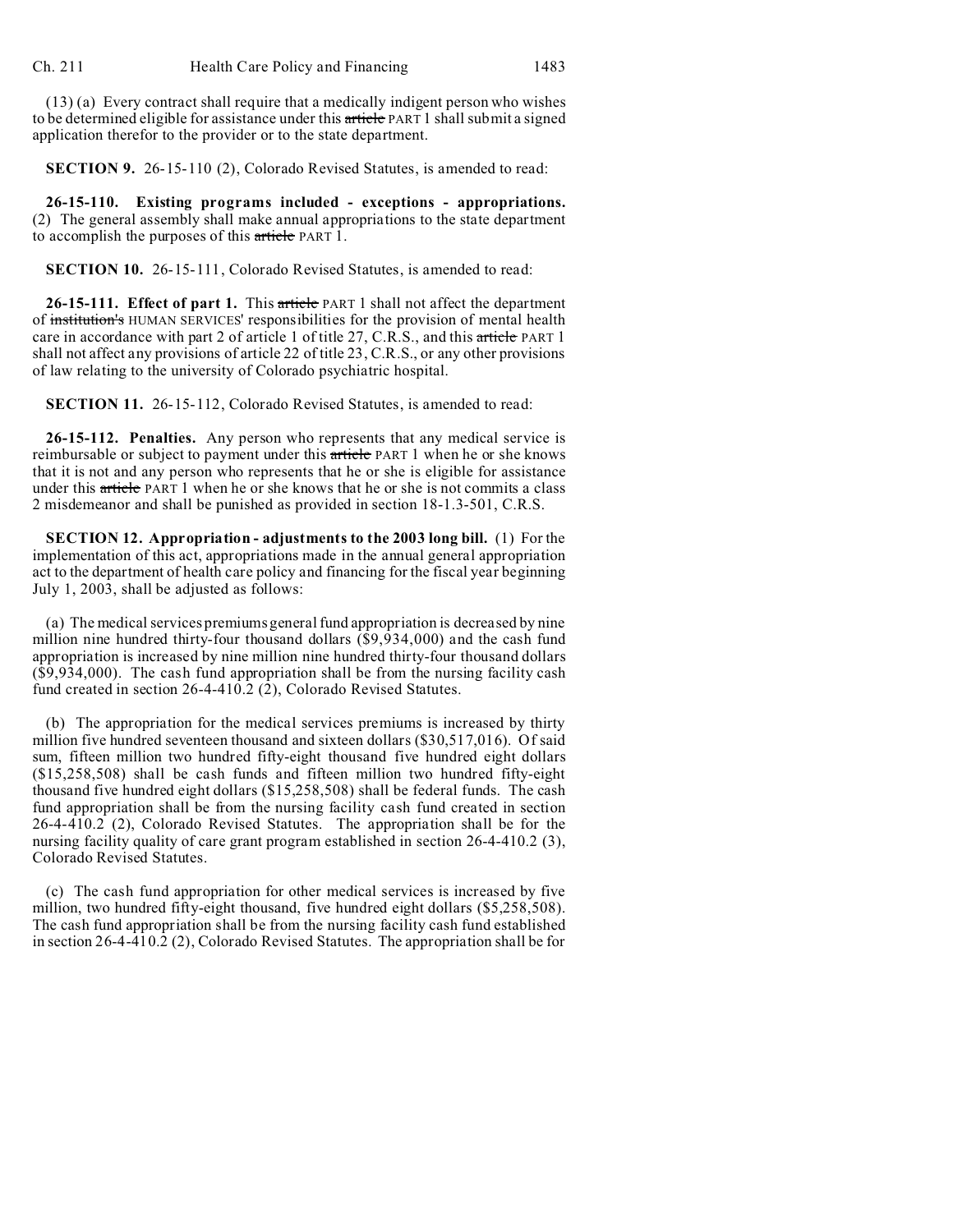(13) (a) Every contract shall require that a medically indigent person who wishes to be determined eligible for assistance under this ~~article~~ PART 1 shall submit a signed application therefor to the provider or to the state department.

**SECTION 9.** 26-15-110 (2), Colorado Revised Statutes, is amended to read:

**26-15-110. Existing programs included - exceptions - appropriations.** (2) The general assembly shall make annual appropriations to the state department to accomplish the purposes of this ~~article~~ PART 1.

**SECTION 10.** 26-15-111, Colorado Revised Statutes, is amended to read:

**26-15-111. Effect of part 1.** This ~~article~~ PART 1 shall not affect the department of ~~institution's~~ HUMAN SERVICES' responsibilities for the provision of mental health care in accordance with part 2 of article 1 of title 27, C.R.S., and this ~~article~~ PART 1 shall not affect any provisions of article 22 of title 23, C.R.S., or any other provisions of law relating to the university of Colorado psychiatric hospital.

**SECTION 11.** 26-15-112, Colorado Revised Statutes, is amended to read:

**26-15-112. Penalties.** Any person who represents that any medical service is reimbursable or subject to payment under this ~~article~~ PART 1 when he or she knows that it is not and any person who represents that he or she is eligible for assistance under this ~~article~~ PART 1 when he or she knows that he or she is not commits a class 2 misdemeanor and shall be punished as provided in section 18-1.3-501, C.R.S.

**SECTION 12. Appropriation - adjustments to the 2003 long bill.** (1) For the implementation of this act, appropriations made in the annual general appropriation act to the department of health care policy and financing for the fiscal year beginning July 1, 2003, shall be adjusted as follows:

(a) The medical services premiums general fund appropriation is decreased by nine million nine hundred thirty-four thousand dollars ($9,934,000) and the cash fund appropriation is increased by nine million nine hundred thirty-four thousand dollars ($9,934,000). The cash fund appropriation shall be from the nursing facility cash fund created in section 26-4-410.2 (2), Colorado Revised Statutes.

(b) The appropriation for the medical services premiums is increased by thirty million five hundred seventeen thousand and sixteen dollars ($30,517,016). Of said sum, fifteen million two hundred fifty-eight thousand five hundred eight dollars ($15,258,508) shall be cash funds and fifteen million two hundred fifty-eight thousand five hundred eight dollars ($15,258,508) shall be federal funds. The cash fund appropriation shall be from the nursing facility cash fund created in section 26-4-410.2 (2), Colorado Revised Statutes. The appropriation shall be for the nursing facility quality of care grant program established in section 26-4-410.2 (3), Colorado Revised Statutes.

(c) The cash fund appropriation for other medical services is increased by five million, two hundred fifty-eight thousand, five hundred eight dollars ($5,258,508). The cash fund appropriation shall be from the nursing facility cash fund established in section 26-4-410.2 (2), Colorado Revised Statutes. The appropriation shall be for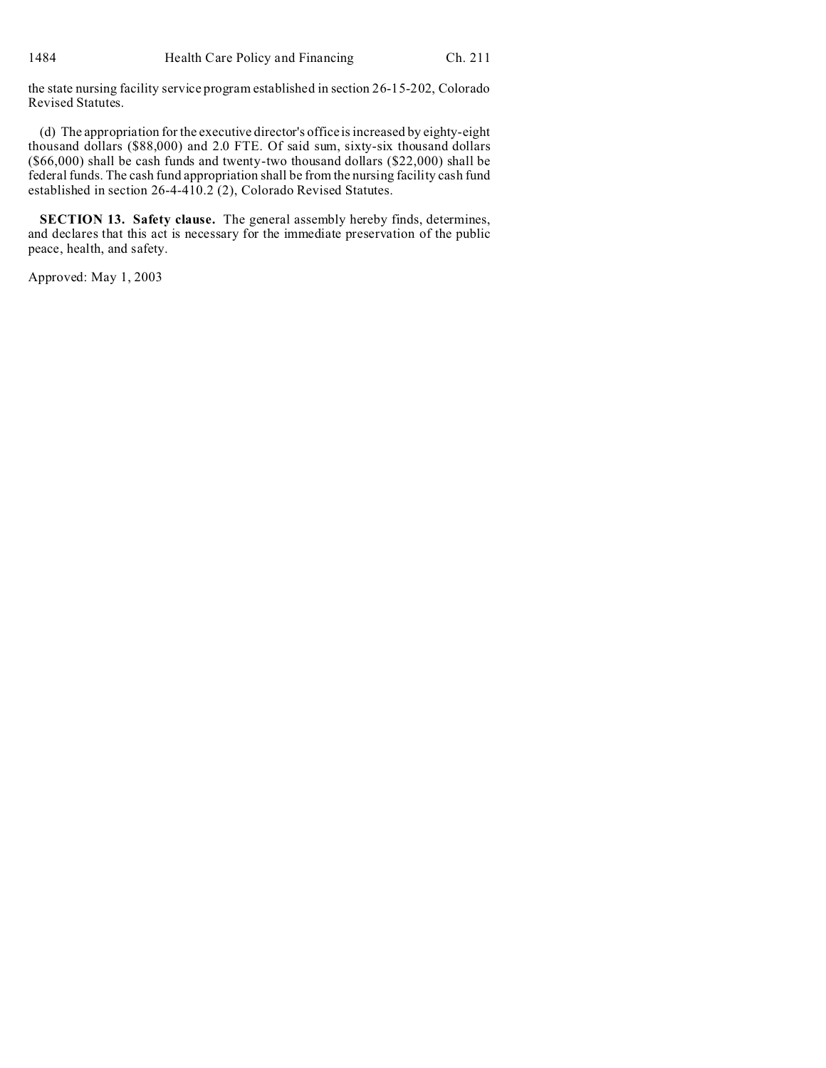the state nursing facility service program established in section 26-15-202, Colorado Revised Statutes.

(d) The appropriation for the executive director's office is increased by eighty-eight thousand dollars ($88,000) and 2.0 FTE. Of said sum, sixty-six thousand dollars ($66,000) shall be cash funds and twenty-two thousand dollars ($22,000) shall be federal funds. The cash fund appropriation shall be from the nursing facility cash fund established in section 26-4-410.2 (2), Colorado Revised Statutes.

**SECTION 13. Safety clause.** The general assembly hereby finds, determines, and declares that this act is necessary for the immediate preservation of the public peace, health, and safety.

Approved: May 1, 2003